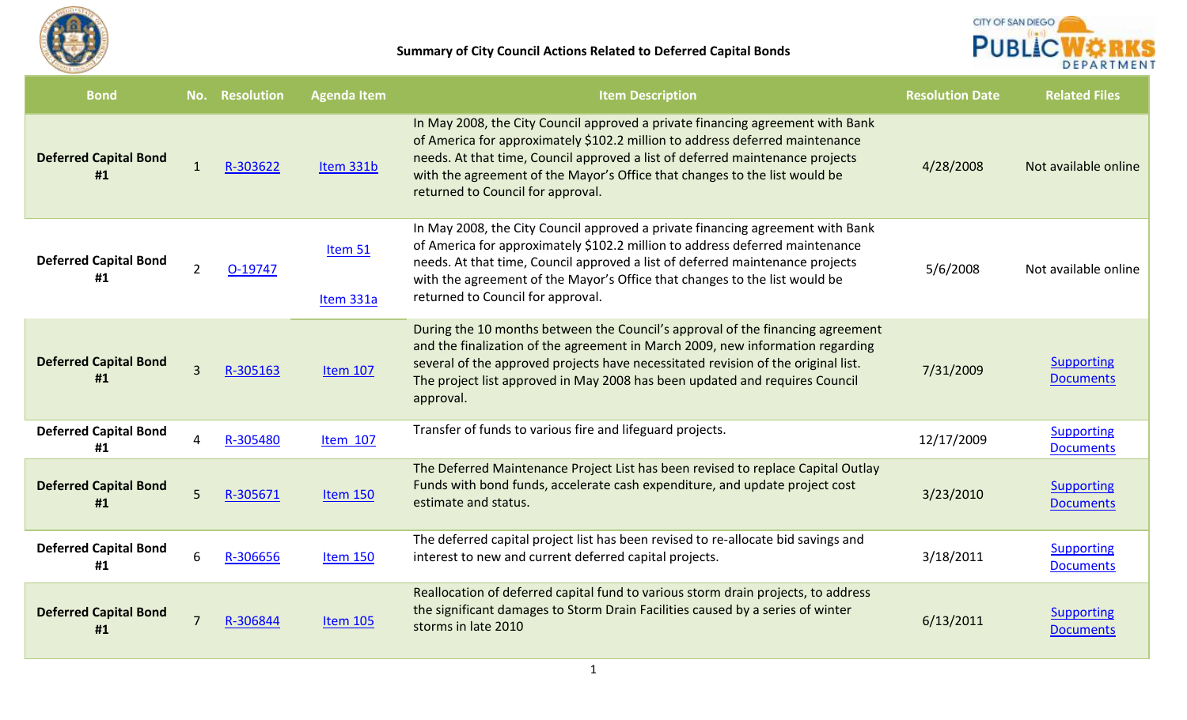# Summary of City Council Actions Related to Deferred Capital Bonds

| Bond | No. | Resolution | Agenda Item | Item Description | Resolution Date | Related Files |
|---|---|---|---|---|---|---|
| **Deferred Capital Bond #1** | 1 | R-303622 | Item 331b | In May 2008, the City Council approved a private financing agreement with Bank of America for approximately $102.2 million to address deferred maintenance needs. At that time, Council approved a list of deferred maintenance projects with the agreement of the Mayor's Office that changes to the list would be returned to Council for approval. | 4/28/2008 | Not available online |
| **Deferred Capital Bond #1** | 2 | O-19747 | Item 51<br>Item 331a | In May 2008, the City Council approved a private financing agreement with Bank of America for approximately $102.2 million to address deferred maintenance needs. At that time, Council approved a list of deferred maintenance projects with the agreement of the Mayor's Office that changes to the list would be returned to Council for approval. | 5/6/2008 | Not available online |
| **Deferred Capital Bond #1** | 3 | R-305163 | Item 107 | During the 10 months between the Council's approval of the financing agreement and the finalization of the agreement in March 2009, new information regarding several of the approved projects have necessitated revision of the original list. The project list approved in May 2008 has been updated and requires Council approval. | 7/31/2009 | Supporting Documents |
| **Deferred Capital Bond #1** | 4 | R-305480 | Item 107 | Transfer of funds to various fire and lifeguard projects. | 12/17/2009 | Supporting Documents |
| **Deferred Capital Bond #1** | 5 | R-305671 | Item 150 | The Deferred Maintenance Project List has been revised to replace Capital Outlay Funds with bond funds, accelerate cash expenditure, and update project cost estimate and status. | 3/23/2010 | Supporting Documents |
| **Deferred Capital Bond #1** | 6 | R-306656 | Item 150 | The deferred capital project list has been revised to re-allocate bid savings and interest to new and current deferred capital projects. | 3/18/2011 | Supporting Documents |
| **Deferred Capital Bond #1** | 7 | R-306844 | Item 105 | Reallocation of deferred capital fund to various storm drain projects, to address the significant damages to Storm Drain Facilities caused by a series of winter storms in late 2010 | 6/13/2011 | Supporting Documents |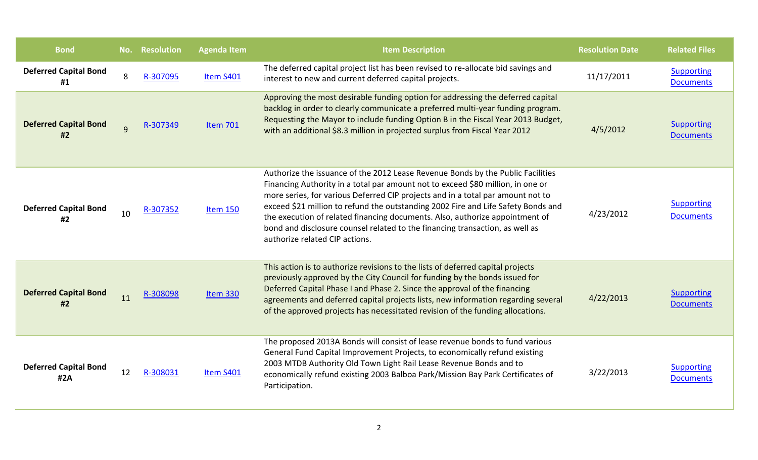| Bond | No. | Resolution | Agenda Item | Item Description | Resolution Date | Related Files |
|---|---|---|---|---|---|---|
| **Deferred Capital Bond #1** | 8 | R-307095 | Item S401 | The deferred capital project list has been revised to re-allocate bid savings and interest to new and current deferred capital projects. | 11/17/2011 | Supporting Documents |
| **Deferred Capital Bond #2** | 9 | R-307349 | Item 701 | Approving the most desirable funding option for addressing the deferred capital backlog in order to clearly communicate a preferred multi-year funding program. Requesting the Mayor to include funding Option B in the Fiscal Year 2013 Budget, with an additional $8.3 million in projected surplus from Fiscal Year 2012 | 4/5/2012 | Supporting Documents |
| **Deferred Capital Bond #2** | 10 | R-307352 | Item 150 | Authorize the issuance of the 2012 Lease Revenue Bonds by the Public Facilities Financing Authority in a total par amount not to exceed $80 million, in one or more series, for various Deferred CIP projects and in a total par amount not to exceed $21 million to refund the outstanding 2002 Fire and Life Safety Bonds and the execution of related financing documents. Also, authorize appointment of bond and disclosure counsel related to the financing transaction, as well as authorize related CIP actions. | 4/23/2012 | Supporting Documents |
| **Deferred Capital Bond #2** | 11 | R-308098 | Item 330 | This action is to authorize revisions to the lists of deferred capital projects previously approved by the City Council for funding by the bonds issued for Deferred Capital Phase I and Phase 2. Since the approval of the financing agreements and deferred capital projects lists, new information regarding several of the approved projects has necessitated revision of the funding allocations. | 4/22/2013 | Supporting Documents |
| **Deferred Capital Bond #2A** | 12 | R-308031 | Item S401 | The proposed 2013A Bonds will consist of lease revenue bonds to fund various General Fund Capital Improvement Projects, to economically refund existing 2003 MTDB Authority Old Town Light Rail Lease Revenue Bonds and to economically refund existing 2003 Balboa Park/Mission Bay Park Certificates of Participation. | 3/22/2013 | Supporting Documents |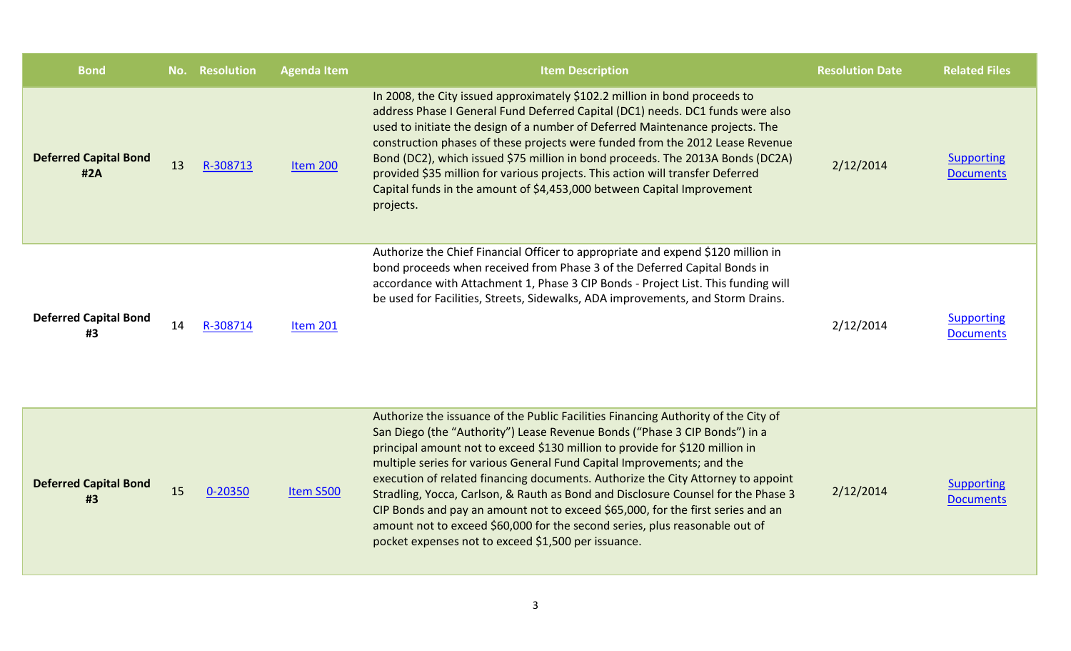| Bond | No. | Resolution | Agenda Item | Item Description | Resolution Date | Related Files |
|---|---|---|---|---|---|---|
| **Deferred Capital Bond #2A** | 13 | R-308713 | Item 200 | In 2008, the City issued approximately $102.2 million in bond proceeds to address Phase I General Fund Deferred Capital (DC1) needs. DC1 funds were also used to initiate the design of a number of Deferred Maintenance projects. The construction phases of these projects were funded from the 2012 Lease Revenue Bond (DC2), which issued $75 million in bond proceeds. The 2013A Bonds (DC2A) provided $35 million for various projects. This action will transfer Deferred Capital funds in the amount of $4,453,000 between Capital Improvement projects. | 2/12/2014 | Supporting Documents |
| **Deferred Capital Bond #3** | 14 | R-308714 | Item 201 | Authorize the Chief Financial Officer to appropriate and expend $120 million in bond proceeds when received from Phase 3 of the Deferred Capital Bonds in accordance with Attachment 1, Phase 3 CIP Bonds - Project List. This funding will be used for Facilities, Streets, Sidewalks, ADA improvements, and Storm Drains. | 2/12/2014 | Supporting Documents |
| **Deferred Capital Bond #3** | 15 | 0-20350 | Item S500 | Authorize the issuance of the Public Facilities Financing Authority of the City of San Diego (the "Authority") Lease Revenue Bonds ("Phase 3 CIP Bonds") in a principal amount not to exceed $130 million to provide for $120 million in multiple series for various General Fund Capital Improvements; and the execution of related financing documents. Authorize the City Attorney to appoint Stradling, Yocca, Carlson, & Rauth as Bond and Disclosure Counsel for the Phase 3 CIP Bonds and pay an amount not to exceed $65,000, for the first series and an amount not to exceed $60,000 for the second series, plus reasonable out of pocket expenses not to exceed $1,500 per issuance. | 2/12/2014 | Supporting Documents |